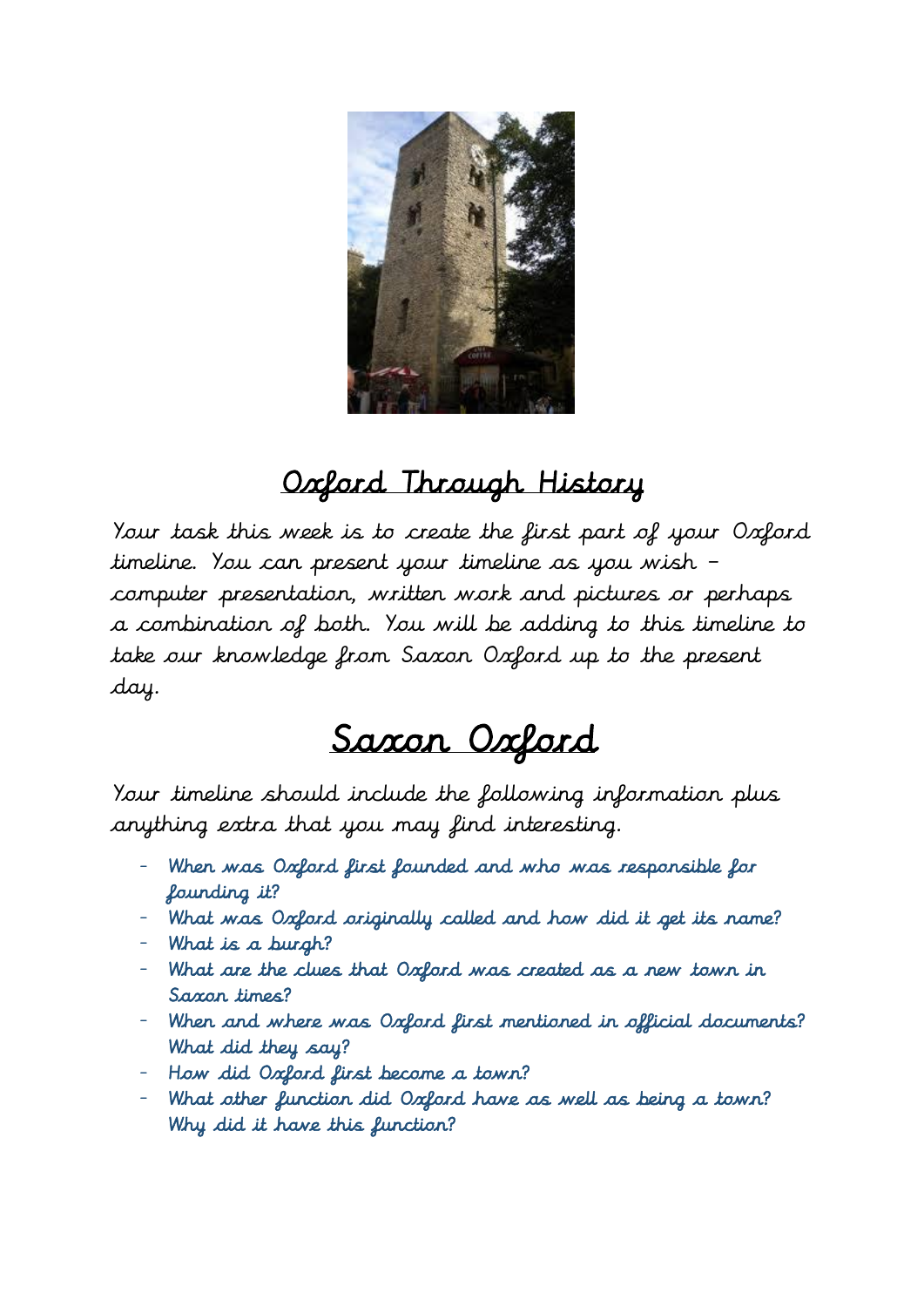# Oxford Through History

Your task this week is to create the first part of your Oxford timeline. You can present your timeline as you wish – computer presentation, written work and pictures or perhaps a combination of both. You will be adding to this timeline to take our knowledge from Saxon Oxford up to the present day.

# Saxon Oxford

Your timeline should include the following information plus anything extra that you may find interesting.

- When was Oxford first founded and who was responsible for founding it?
- What was Oxford originally called and how did it get its name?
- What is a burgh?
- What are the clues that Oxford was created as a new town in Saxon times?
- When and where was Oxford first mentioned in official documents? What did they say?
- How did Oxford first become a town?
- What other function did Oxford have as well as being a town? Why did it have this function?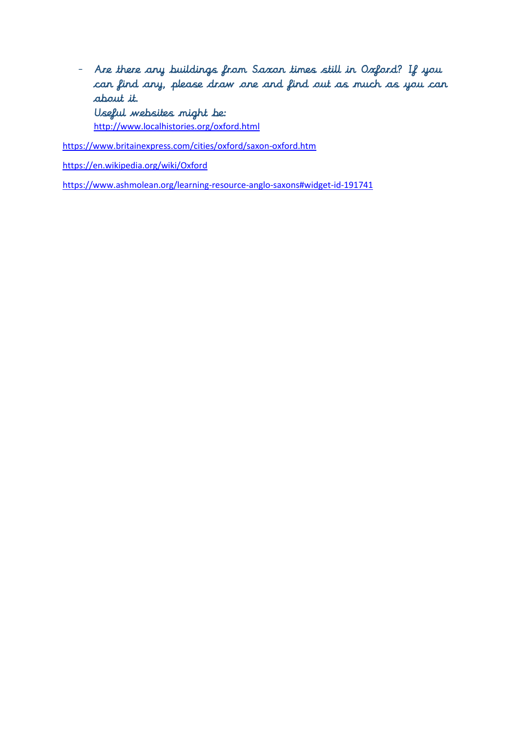- Are there any buildings from Saxon times still in Oxford? If you can find any, please draw one and find out as much as you can about it.
  Useful websites might be:
  http://www.localhistories.org/oxford.html

https://www.britainexpress.com/cities/oxford/saxon-oxford.htm

https://en.wikipedia.org/wiki/Oxford

https://www.ashmolean.org/learning-resource-anglo-saxons#widget-id-191741